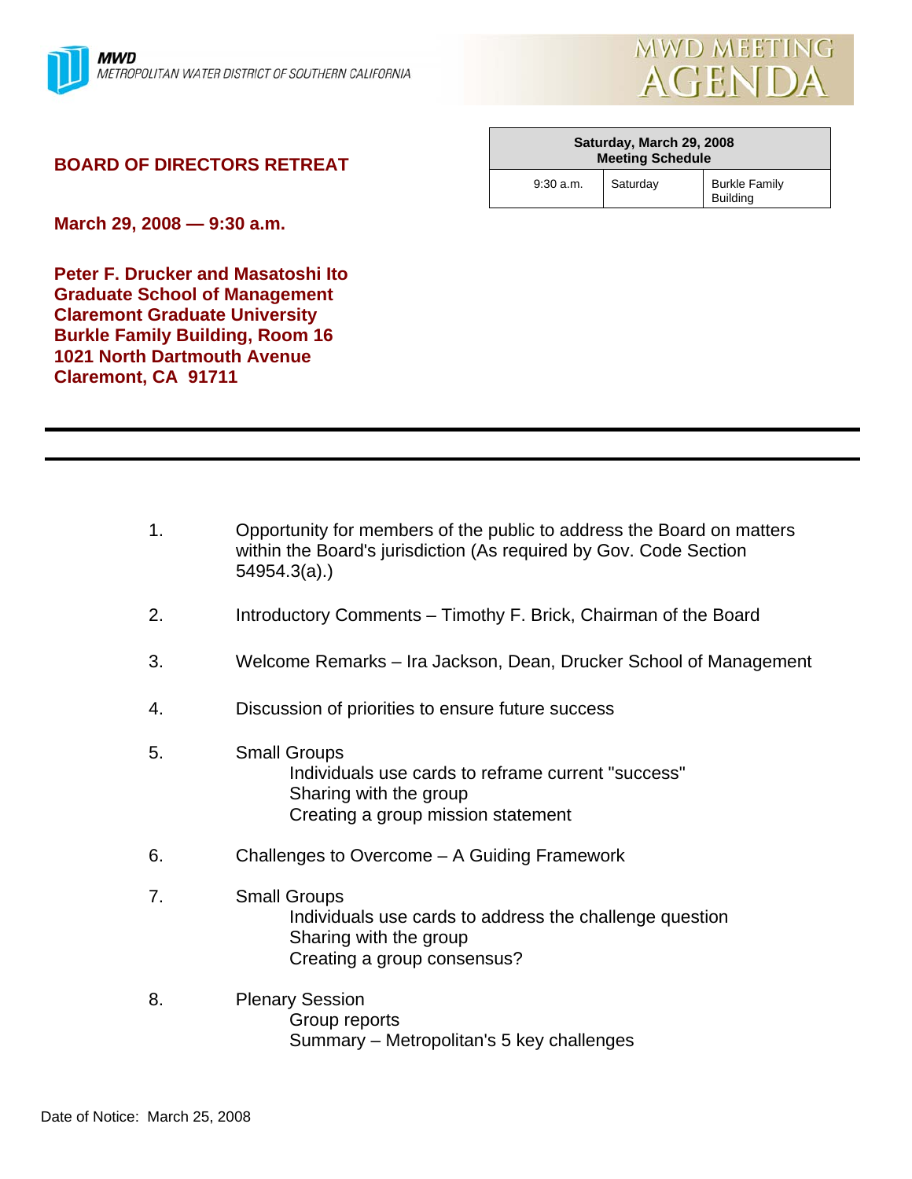MWD
METROPOLITAN WATER DISTRICT OF SOUTHERN CALIFORNIA

# MWD MEETING AGENDA

| Saturday, March 29, 2008 Meeting Schedule | | |
|---|---|---|
| 9:30 a.m. | Saturday | Burkle Family Building |

## BOARD OF DIRECTORS RETREAT

**March 29, 2008 — 9:30 a.m.**

**Peter F. Drucker and Masatoshi Ito**
**Graduate School of Management**
**Claremont Graduate University**
**Burkle Family Building, Room 16**
**1021 North Dartmouth Avenue**
**Claremont, CA 91711**

---

1. Opportunity for members of the public to address the Board on matters within the Board's jurisdiction (As required by Gov. Code Section 54954.3(a).)

2. Introductory Comments – Timothy F. Brick, Chairman of the Board

3. Welcome Remarks – Ira Jackson, Dean, Drucker School of Management

4. Discussion of priorities to ensure future success

5. Small Groups
   - Individuals use cards to reframe current "success"
   - Sharing with the group
   - Creating a group mission statement

6. Challenges to Overcome – A Guiding Framework

7. Small Groups
   - Individuals use cards to address the challenge question
   - Sharing with the group
   - Creating a group consensus?

8. Plenary Session
   - Group reports
   - Summary – Metropolitan's 5 key challenges

Date of Notice: March 25, 2008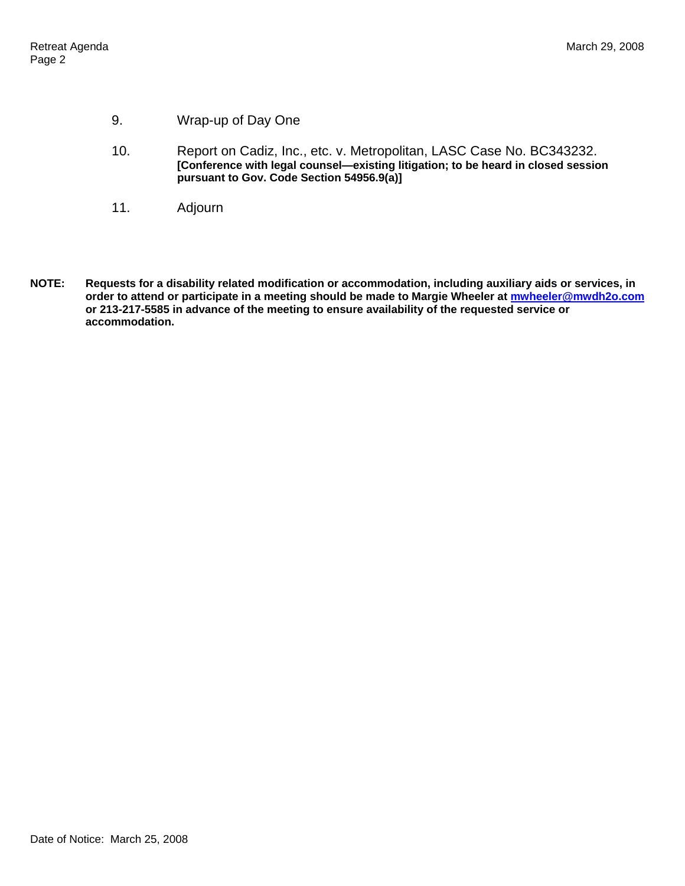9. Wrap-up of Day One

10. Report on Cadiz, Inc., etc. v. Metropolitan, LASC Case No. BC343232.
**[Conference with legal counsel—existing litigation; to be heard in closed session pursuant to Gov. Code Section 54956.9(a)]**

11. Adjourn

**NOTE: Requests for a disability related modification or accommodation, including auxiliary aids or services, in order to attend or participate in a meeting should be made to Margie Wheeler at mwheeler@mwdh2o.com or 213-217-5585 in advance of the meeting to ensure availability of the requested service or accommodation.**

Date of Notice: March 25, 2008